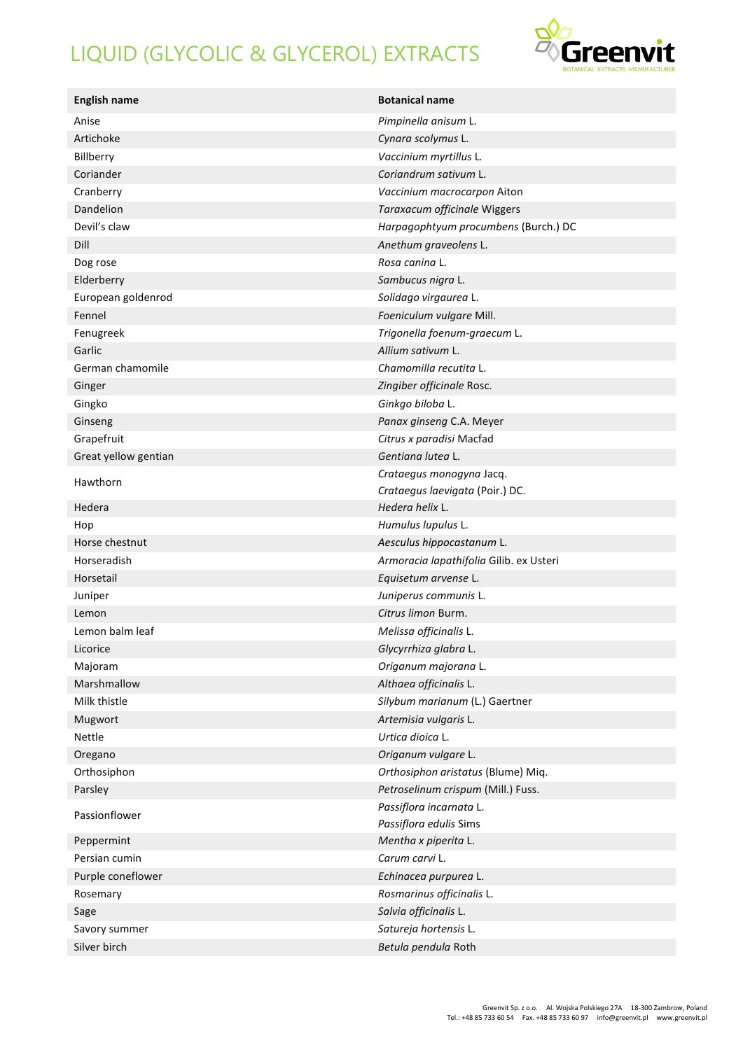# LIQUID (GLYCOLIC & GLYCEROL) EXTRACTS

| English name | Botanical name |
|---|---|
| Anise | *Pimpinella anisum* L. |
| Artichoke | *Cynara scolymus* L. |
| Billberry | *Vaccinium myrtillus* L. |
| Coriander | *Coriandrum sativum* L. |
| Cranberry | *Vaccinium macrocarpon* Aiton |
| Dandelion | *Taraxacum officinale* Wiggers |
| Devil's claw | *Harpagophytum procumbens* (Burch.) DC |
| Dill | *Anethum graveolens* L. |
| Dog rose | *Rosa canina* L. |
| Elderberry | *Sambucus nigra* L. |
| European goldenrod | *Solidago virgaurea* L. |
| Fennel | *Foeniculum vulgare* Mill. |
| Fenugreek | *Trigonella foenum-graecum* L. |
| Garlic | *Allium sativum* L. |
| German chamomile | *Chamomilla recutita* L. |
| Ginger | *Zingiber officinale* Rosc. |
| Gingko | *Ginkgo biloba* L. |
| Ginseng | *Panax ginseng* C.A. Meyer |
| Grapefruit | *Citrus x paradisi* Macfad |
| Great yellow gentian | *Gentiana lutea* L. |
| Hawthorn | *Crataegus monogyna* Jacq.<br>*Crataegus laevigata* (Poir.) DC. |
| Hedera | *Hedera helix* L. |
| Hop | *Humulus lupulus* L. |
| Horse chestnut | *Aesculus hippocastanum* L. |
| Horseradish | *Armoracia lapathifolia* Gilib. ex Usteri |
| Horsetail | *Equisetum arvense* L. |
| Juniper | *Juniperus communis* L. |
| Lemon | *Citrus limon* Burm. |
| Lemon balm leaf | *Melissa officinalis* L. |
| Licorice | *Glycyrrhiza glabra* L. |
| Majoram | *Origanum majorana* L. |
| Marshmallow | *Althaea officinalis* L. |
| Milk thistle | *Silybum marianum* (L.) Gaertner |
| Mugwort | *Artemisia vulgaris* L. |
| Nettle | *Urtica dioica* L. |
| Oregano | *Origanum vulgare* L. |
| Orthosiphon | *Orthosiphon aristatus* (Blume) Miq. |
| Parsley | *Petroselinum crispum* (Mill.) Fuss. |
| Passionflower | *Passiflora incarnata* L.<br>*Passiflora edulis* Sims |
| Peppermint | *Mentha x piperita* L. |
| Persian cumin | *Carum carvi* L. |
| Purple coneflower | *Echinacea purpurea* L. |
| Rosemary | *Rosmarinus officinalis* L. |
| Sage | *Salvia officinalis* L. |
| Savory summer | *Satureja hortensis* L. |
| Silver birch | *Betula pendula* Roth |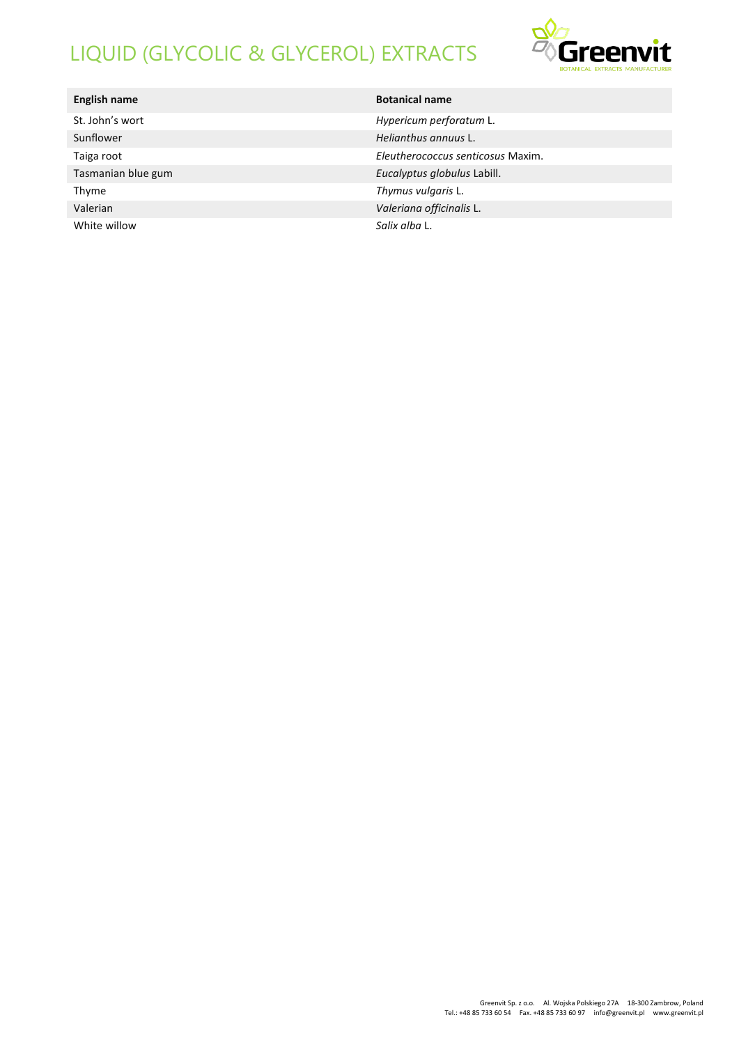# LIQUID (GLYCOLIC & GLYCEROL) EXTRACTS

| English name | Botanical name |
|---|---|
| St. John's wort | *Hypericum perforatum* L. |
| Sunflower | *Helianthus annuus* L. |
| Taiga root | *Eleutherococcus senticosus* Maxim. |
| Tasmanian blue gum | *Eucalyptus globulus* Labill. |
| Thyme | *Thymus vulgaris* L. |
| Valerian | *Valeriana officinalis* L. |
| White willow | *Salix alba* L. |